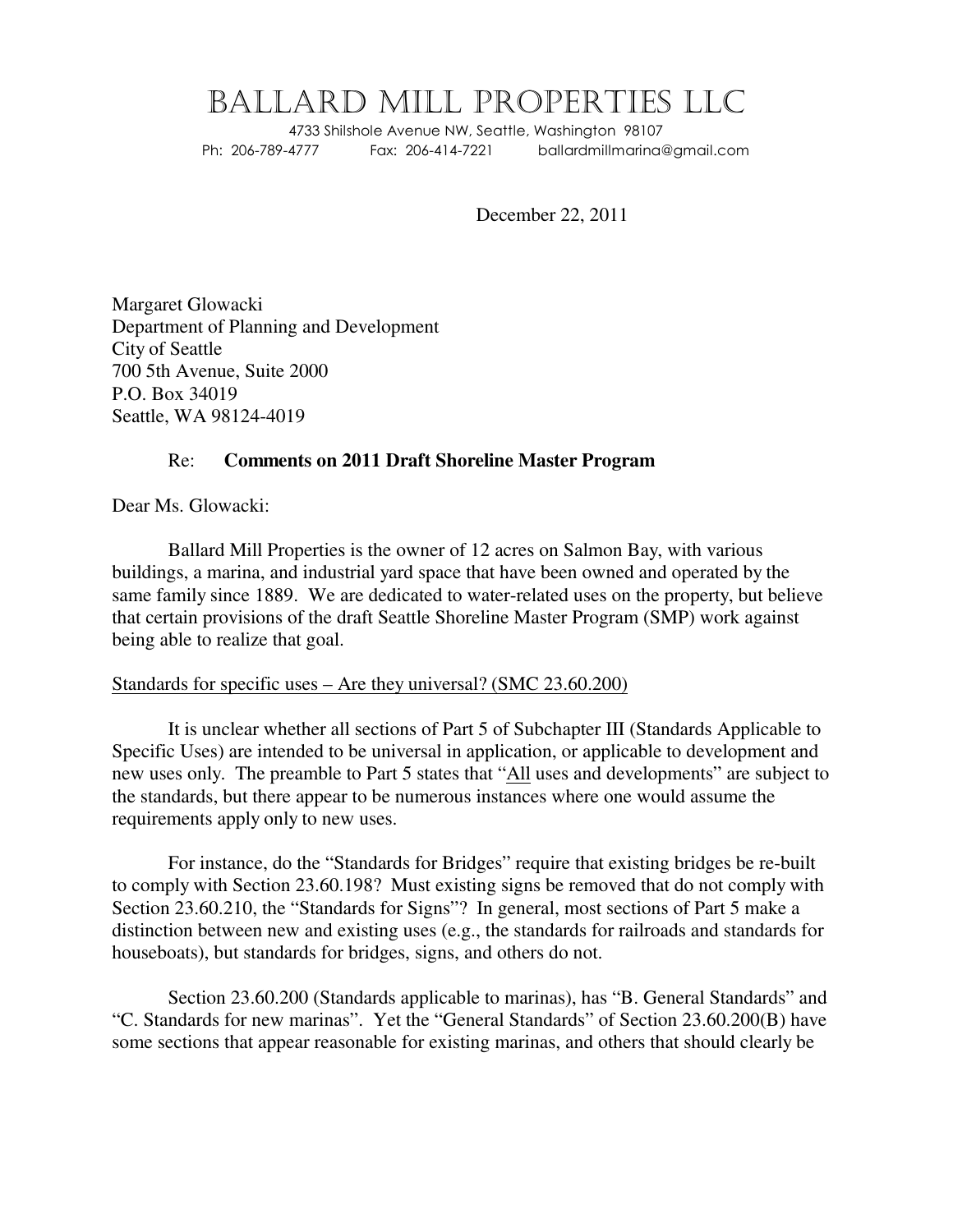# BALLARD MILL PROPERTIES LLC

4733 Shilshole Avenue NW, Seattle, Washington 98107
Ph: 206-789-4777 Fax: 206-414-7221 ballardmillmarina@gmail.com

December 22, 2011

Margaret Glowacki
Department of Planning and Development
City of Seattle
700 5th Avenue, Suite 2000
P.O. Box 34019
Seattle, WA 98124-4019

Re: **Comments on 2011 Draft Shoreline Master Program**

Dear Ms. Glowacki:

Ballard Mill Properties is the owner of 12 acres on Salmon Bay, with various buildings, a marina, and industrial yard space that have been owned and operated by the same family since 1889. We are dedicated to water-related uses on the property, but believe that certain provisions of the draft Seattle Shoreline Master Program (SMP) work against being able to realize that goal.

Standards for specific uses – Are they universal? (SMC 23.60.200)

It is unclear whether all sections of Part 5 of Subchapter III (Standards Applicable to Specific Uses) are intended to be universal in application, or applicable to development and new uses only. The preamble to Part 5 states that "All uses and developments" are subject to the standards, but there appear to be numerous instances where one would assume the requirements apply only to new uses.

For instance, do the "Standards for Bridges" require that existing bridges be re-built to comply with Section 23.60.198? Must existing signs be removed that do not comply with Section 23.60.210, the "Standards for Signs"? In general, most sections of Part 5 make a distinction between new and existing uses (e.g., the standards for railroads and standards for houseboats), but standards for bridges, signs, and others do not.

Section 23.60.200 (Standards applicable to marinas), has "B. General Standards" and "C. Standards for new marinas". Yet the "General Standards" of Section 23.60.200(B) have some sections that appear reasonable for existing marinas, and others that should clearly be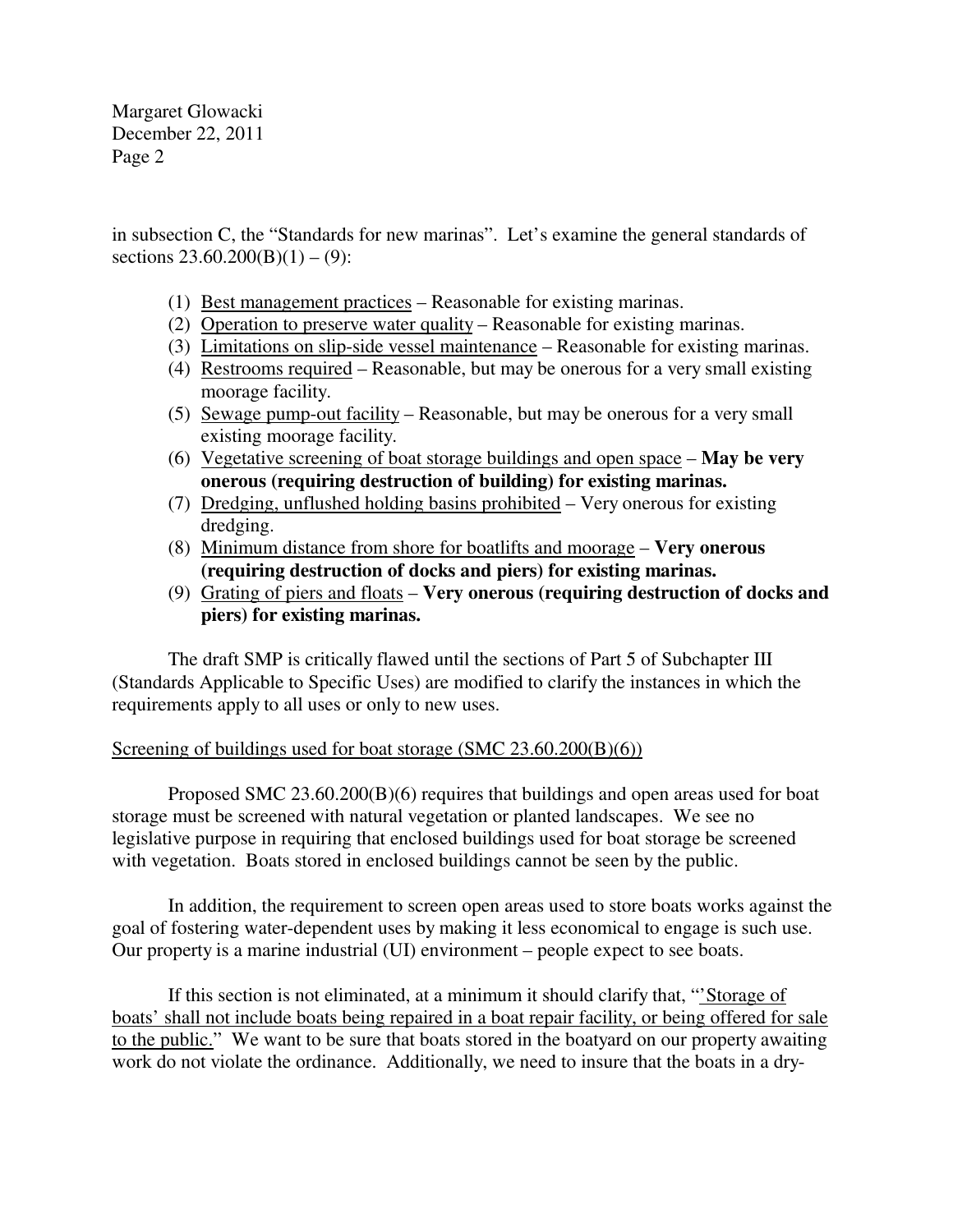in subsection C, the "Standards for new marinas". Let's examine the general standards of sections 23.60.200(B)(1) – (9):

1. Best management practices – Reasonable for existing marinas.
2. Operation to preserve water quality – Reasonable for existing marinas.
3. Limitations on slip-side vessel maintenance – Reasonable for existing marinas.
4. Restrooms required – Reasonable, but may be onerous for a very small existing moorage facility.
5. Sewage pump-out facility – Reasonable, but may be onerous for a very small existing moorage facility.
6. Vegetative screening of boat storage buildings and open space – **May be very onerous (requiring destruction of building) for existing marinas.**
7. Dredging, unflushed holding basins prohibited – Very onerous for existing dredging.
8. Minimum distance from shore for boatlifts and moorage – **Very onerous (requiring destruction of docks and piers) for existing marinas.**
9. Grating of piers and floats – **Very onerous (requiring destruction of docks and piers) for existing marinas.**

The draft SMP is critically flawed until the sections of Part 5 of Subchapter III (Standards Applicable to Specific Uses) are modified to clarify the instances in which the requirements apply to all uses or only to new uses.

Screening of buildings used for boat storage (SMC 23.60.200(B)(6))

Proposed SMC 23.60.200(B)(6) requires that buildings and open areas used for boat storage must be screened with natural vegetation or planted landscapes. We see no legislative purpose in requiring that enclosed buildings used for boat storage be screened with vegetation. Boats stored in enclosed buildings cannot be seen by the public.

In addition, the requirement to screen open areas used to store boats works against the goal of fostering water-dependent uses by making it less economical to engage is such use. Our property is a marine industrial (UI) environment – people expect to see boats.

If this section is not eliminated, at a minimum it should clarify that, "'Storage of boats' shall not include boats being repaired in a boat repair facility, or being offered for sale to the public." We want to be sure that boats stored in the boatyard on our property awaiting work do not violate the ordinance. Additionally, we need to insure that the boats in a dry-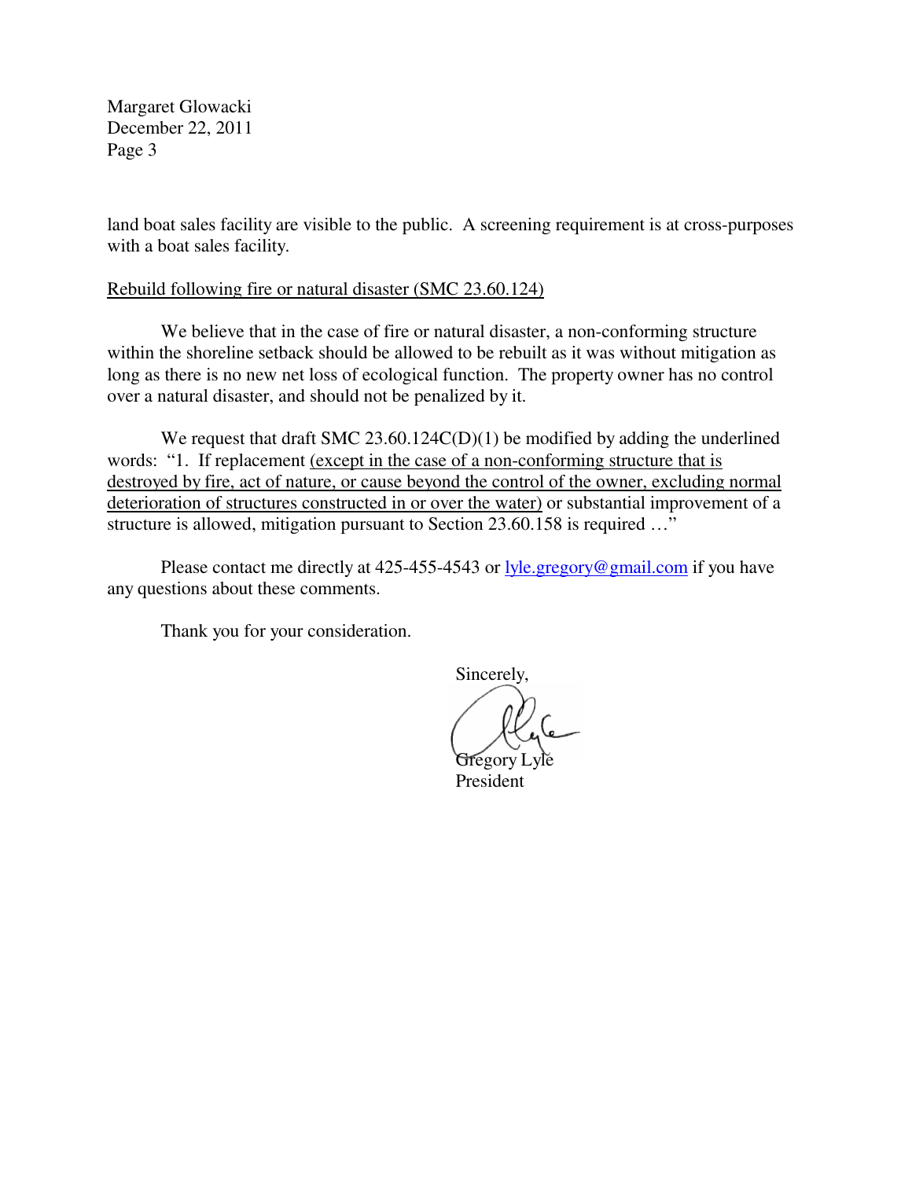land boat sales facility are visible to the public. A screening requirement is at cross-purposes with a boat sales facility.

<u>Rebuild following fire or natural disaster (SMC 23.60.124)</u>

We believe that in the case of fire or natural disaster, a non-conforming structure within the shoreline setback should be allowed to be rebuilt as it was without mitigation as long as there is no new net loss of ecological function. The property owner has no control over a natural disaster, and should not be penalized by it.

We request that draft SMC 23.60.124C(D)(1) be modified by adding the underlined words: "1. If replacement <u>(except in the case of a non-conforming structure that is destroyed by fire, act of nature, or cause beyond the control of the owner, excluding normal deterioration of structures constructed in or over the water)</u> or substantial improvement of a structure is allowed, mitigation pursuant to Section 23.60.158 is required …"

Please contact me directly at 425-455-4543 or lyle.gregory@gmail.com if you have any questions about these comments.

Thank you for your consideration.

Sincerely,

Gregory Lyle
President